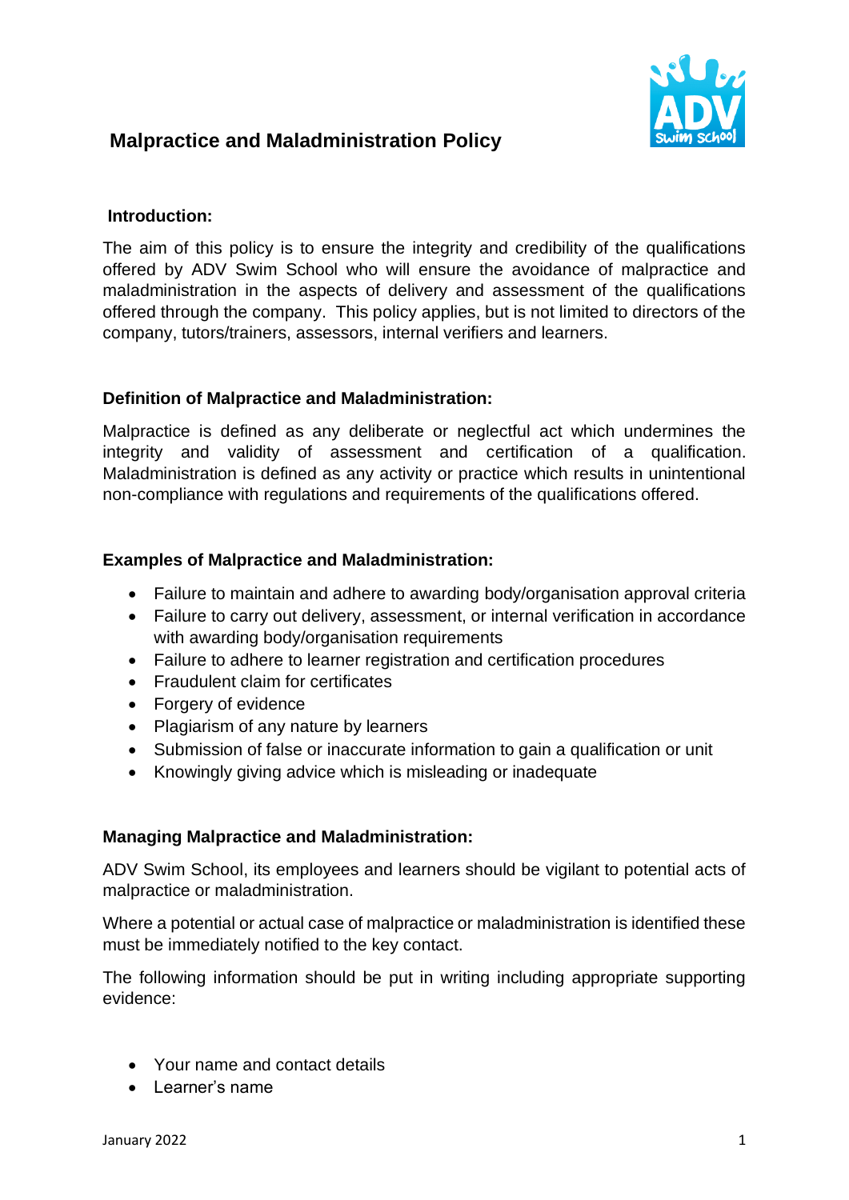# Malpractice and Maladministration Policy

## Introduction:

The aim of this policy is to ensure the integrity and credibility of the qualifications offered by ADV Swim School who will ensure the avoidance of malpractice and maladministration in the aspects of delivery and assessment of the qualifications offered through the company. This policy applies, but is not limited to directors of the company, tutors/trainers, assessors, internal verifiers and learners.

## Definition of Malpractice and Maladministration:

Malpractice is defined as any deliberate or neglectful act which undermines the integrity and validity of assessment and certification of a qualification. Maladministration is defined as any activity or practice which results in unintentional non-compliance with regulations and requirements of the qualifications offered.

## Examples of Malpractice and Maladministration:

- Failure to maintain and adhere to awarding body/organisation approval criteria
- Failure to carry out delivery, assessment, or internal verification in accordance with awarding body/organisation requirements
- Failure to adhere to learner registration and certification procedures
- Fraudulent claim for certificates
- Forgery of evidence
- Plagiarism of any nature by learners
- Submission of false or inaccurate information to gain a qualification or unit
- Knowingly giving advice which is misleading or inadequate

## Managing Malpractice and Maladministration:

ADV Swim School, its employees and learners should be vigilant to potential acts of malpractice or maladministration.

Where a potential or actual case of malpractice or maladministration is identified these must be immediately notified to the key contact.

The following information should be put in writing including appropriate supporting evidence:

- Your name and contact details
- Learner's name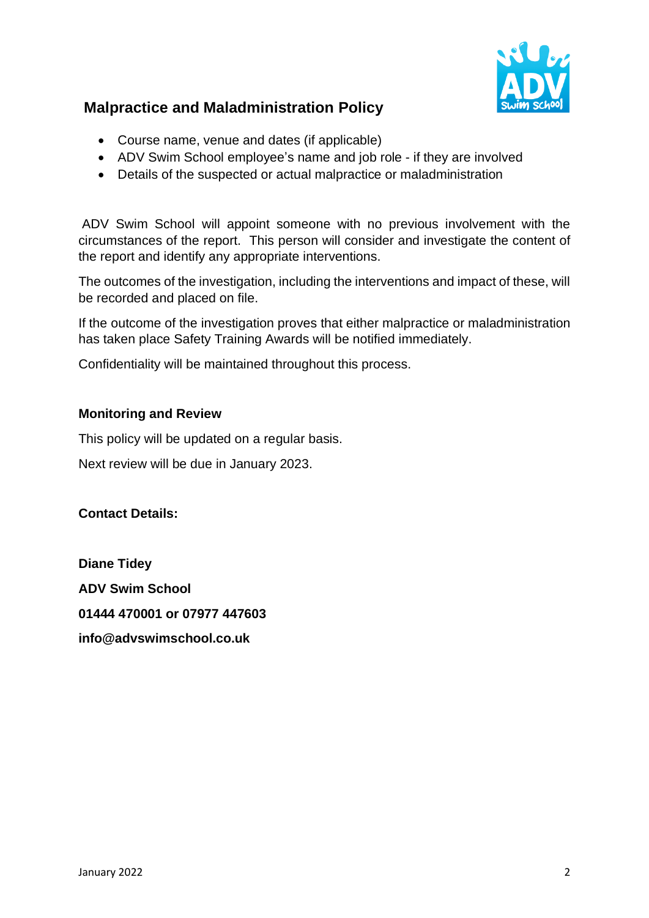## Malpractice and Maladministration Policy

- Course name, venue and dates (if applicable)
- ADV Swim School employee's name and job role - if they are involved
- Details of the suspected or actual malpractice or maladministration

ADV Swim School will appoint someone with no previous involvement with the circumstances of the report. This person will consider and investigate the content of the report and identify any appropriate interventions.

The outcomes of the investigation, including the interventions and impact of these, will be recorded and placed on file.

If the outcome of the investigation proves that either malpractice or maladministration has taken place Safety Training Awards will be notified immediately.

Confidentiality will be maintained throughout this process.

### Monitoring and Review

This policy will be updated on a regular basis.

Next review will be due in January 2023.

**Contact Details:**

**Diane Tidey**

**ADV Swim School**

**01444 470001 or 07977 447603**

**info@advswimschool.co.uk**